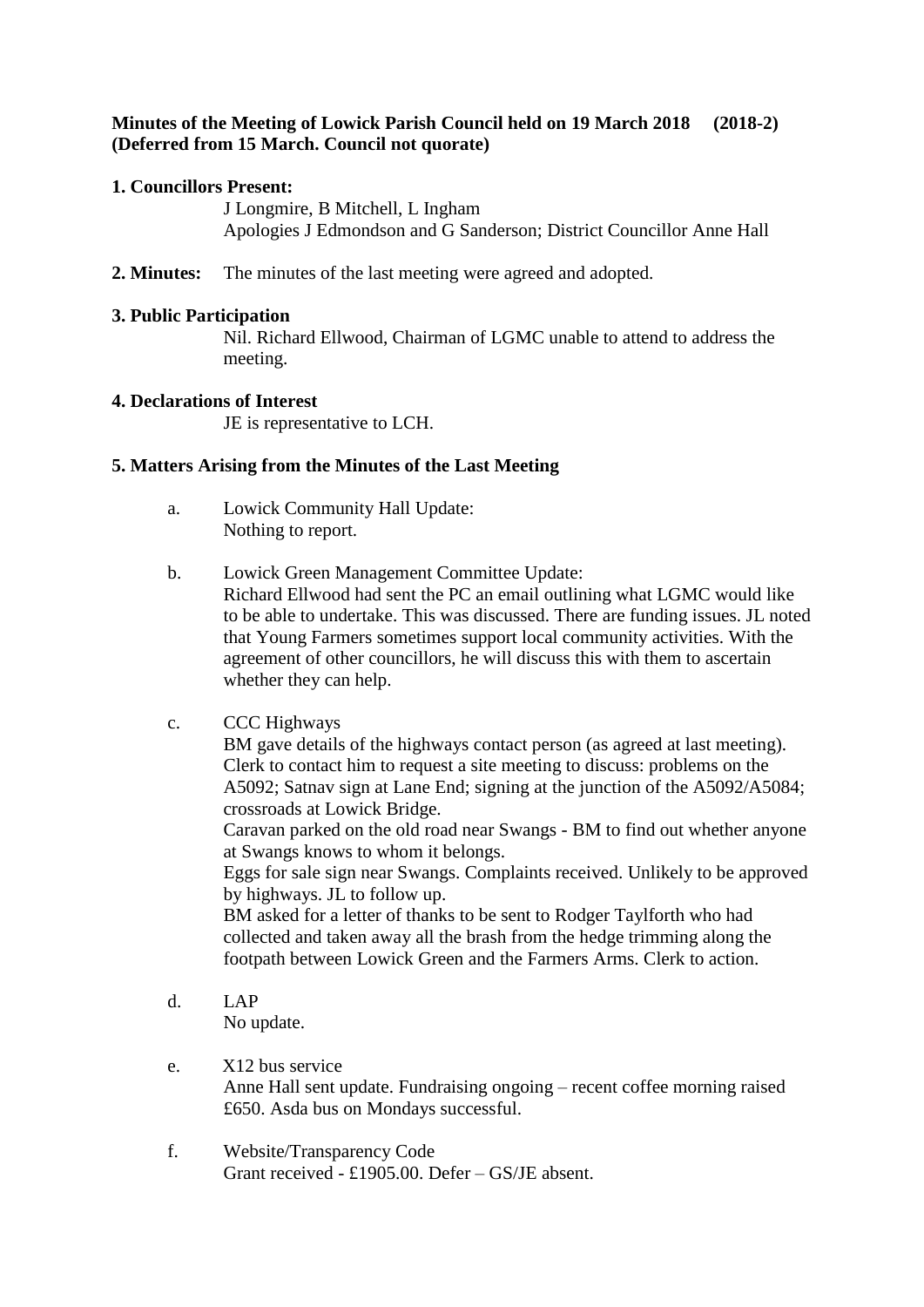**Minutes of the Meeting of Lowick Parish Council held on 19 March 2018 (2018-2)**
**(Deferred from 15 March. Council not quorate)**

**1. Councillors Present:**

J Longmire, B Mitchell, L Ingham
Apologies J Edmondson and G Sanderson; District Councillor Anne Hall

**2. Minutes:** The minutes of the last meeting were agreed and adopted.

**3. Public Participation**

Nil. Richard Ellwood, Chairman of LGMC unable to attend to address the meeting.

**4. Declarations of Interest**

JE is representative to LCH.

**5. Matters Arising from the Minutes of the Last Meeting**

a. Lowick Community Hall Update:
Nothing to report.

b. Lowick Green Management Committee Update:
Richard Ellwood had sent the PC an email outlining what LGMC would like to be able to undertake. This was discussed. There are funding issues. JL noted that Young Farmers sometimes support local community activities. With the agreement of other councillors, he will discuss this with them to ascertain whether they can help.

c. CCC Highways
BM gave details of the highways contact person (as agreed at last meeting). Clerk to contact him to request a site meeting to discuss: problems on the A5092; Satnav sign at Lane End; signing at the junction of the A5092/A5084; crossroads at Lowick Bridge.
Caravan parked on the old road near Swangs - BM to find out whether anyone at Swangs knows to whom it belongs.
Eggs for sale sign near Swangs. Complaints received. Unlikely to be approved by highways. JL to follow up.
BM asked for a letter of thanks to be sent to Rodger Taylforth who had collected and taken away all the brash from the hedge trimming along the footpath between Lowick Green and the Farmers Arms. Clerk to action.

d. LAP
No update.

e. X12 bus service
Anne Hall sent update. Fundraising ongoing – recent coffee morning raised £650. Asda bus on Mondays successful.

f. Website/Transparency Code
Grant received - £1905.00. Defer – GS/JE absent.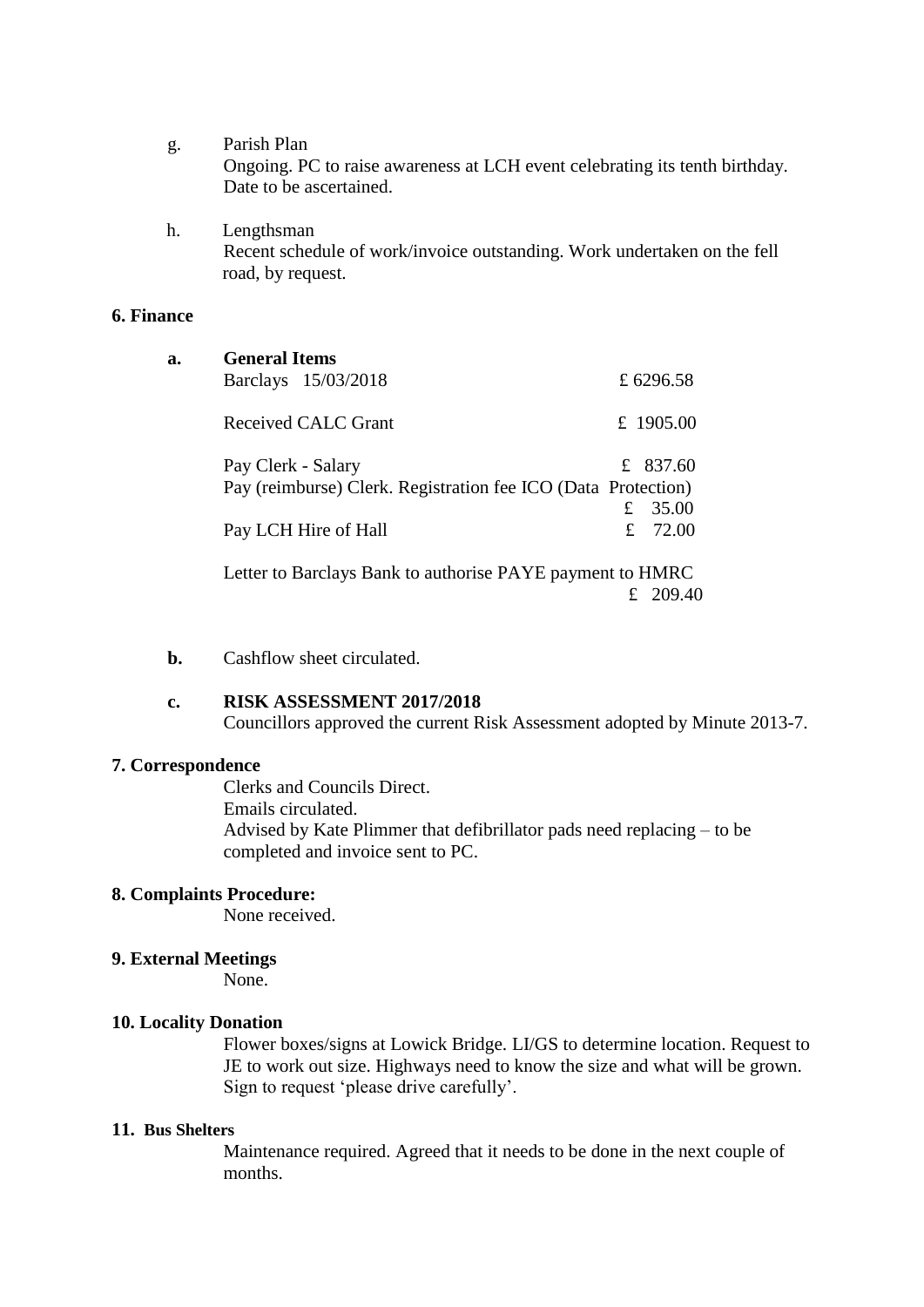g. Parish Plan
Ongoing. PC to raise awareness at LCH event celebrating its tenth birthday. Date to be ascertained.

h. Lengthsman
Recent schedule of work/invoice outstanding. Work undertaken on the fell road, by request.

## 6. Finance

**a. General Items**

| | |
|---|---|
| Barclays 15/03/2018 | £ 6296.58 |
| Received CALC Grant | £ 1905.00 |
| Pay Clerk - Salary | £ 837.60 |
| Pay (reimburse) Clerk. Registration fee ICO (Data Protection) | £ 35.00 |
| Pay LCH Hire of Hall | £ 72.00 |
| Letter to Barclays Bank to authorise PAYE payment to HMRC | £ 209.40 |

**b.** Cashflow sheet circulated.

**c. RISK ASSESSMENT 2017/2018**
Councillors approved the current Risk Assessment adopted by Minute 2013-7.

## 7. Correspondence

Clerks and Councils Direct.
Emails circulated.
Advised by Kate Plimmer that defibrillator pads need replacing – to be completed and invoice sent to PC.

## 8. Complaints Procedure:

None received.

## 9. External Meetings

None.

## 10. Locality Donation

Flower boxes/signs at Lowick Bridge. LI/GS to determine location. Request to JE to work out size. Highways need to know the size and what will be grown. Sign to request 'please drive carefully'.

## 11. Bus Shelters

Maintenance required. Agreed that it needs to be done in the next couple of months.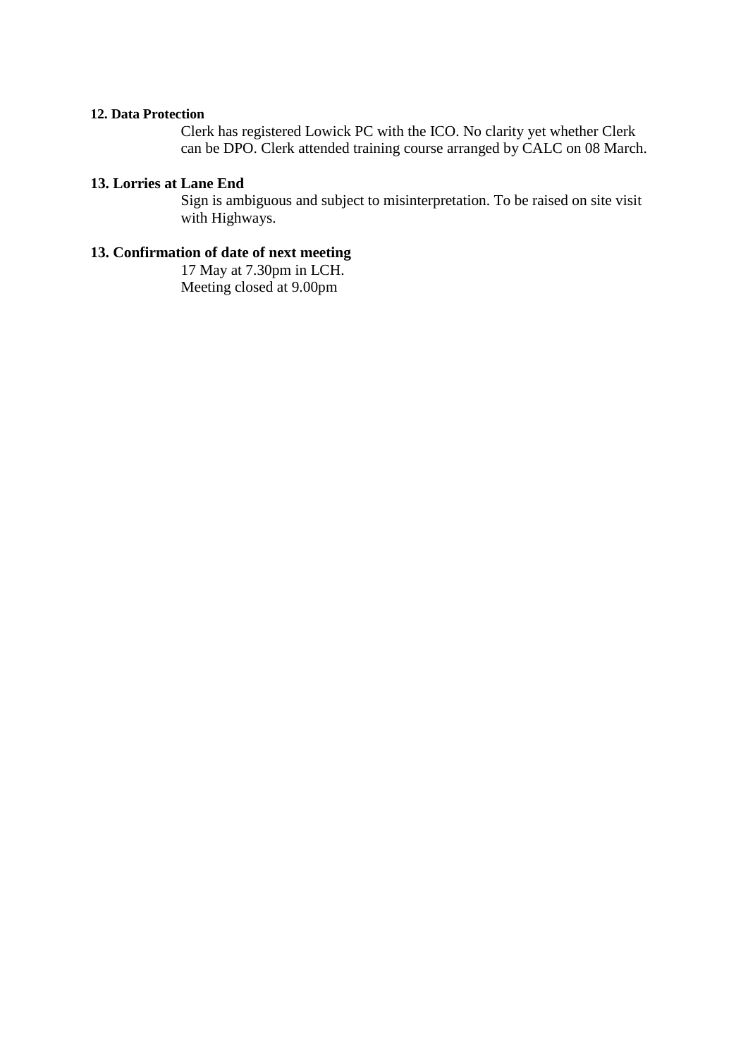**12. Data Protection**

Clerk has registered Lowick PC with the ICO. No clarity yet whether Clerk can be DPO. Clerk attended training course arranged by CALC on 08 March.

**13. Lorries at Lane End**

Sign is ambiguous and subject to misinterpretation. To be raised on site visit with Highways.

**13. Confirmation of date of next meeting**

17 May at 7.30pm in LCH.
Meeting closed at 9.00pm